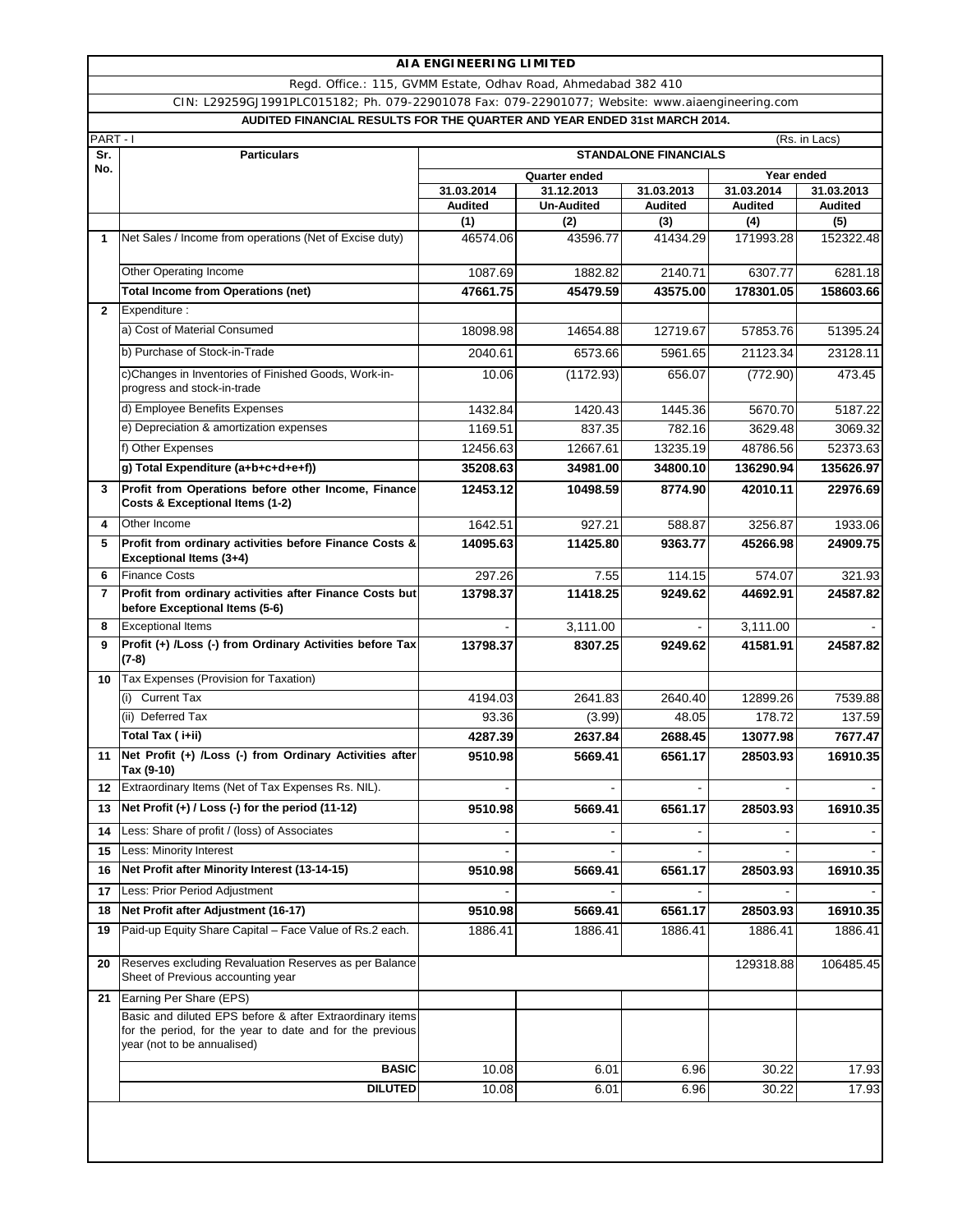# AIA ENGINEERING LIMITED

Regd. Office.: 115, GVMM Estate, Odhav Road, Ahmedabad 382 410

CIN: L29259GJ1991PLC015182; Ph. 079-22901078 Fax: 079-22901077; Website: www.aiaengineering.com

**AUDITED FINANCIAL RESULTS FOR THE QUARTER AND YEAR ENDED 31st MARCH 2014.**

PART - I (Rs. in Lacs)

| Sr. No. | Particulars | STANDALONE FINANCIALS | | | | |
|---|---|---|---|---|---|---|
| | | Quarter ended | | | Year ended | |
| | | 31.03.2014 | 31.12.2013 | 31.03.2013 | 31.03.2014 | 31.03.2013 |
| | | Audited | Un-Audited | Audited | Audited | Audited |
| | | (1) | (2) | (3) | (4) | (5) |
| 1 | Net Sales / Income from operations (Net of Excise duty) | 46574.06 | 43596.77 | 41434.29 | 171993.28 | 152322.48 |
| | Other Operating Income | 1087.69 | 1882.82 | 2140.71 | 6307.77 | 6281.18 |
| | **Total Income from Operations (net)** | **47661.75** | **45479.59** | **43575.00** | **178301.05** | **158603.66** |
| 2 | Expenditure : | | | | | |
| | a) Cost of Material Consumed | 18098.98 | 14654.88 | 12719.67 | 57853.76 | 51395.24 |
| | b) Purchase of Stock-in-Trade | 2040.61 | 6573.66 | 5961.65 | 21123.34 | 23128.11 |
| | c)Changes in Inventories of Finished Goods, Work-in-progress and stock-in-trade | 10.06 | (1172.93) | 656.07 | (772.90) | 473.45 |
| | d) Employee Benefits Expenses | 1432.84 | 1420.43 | 1445.36 | 5670.70 | 5187.22 |
| | e) Depreciation & amortization expenses | 1169.51 | 837.35 | 782.16 | 3629.48 | 3069.32 |
| | f) Other Expenses | 12456.63 | 12667.61 | 13235.19 | 48786.56 | 52373.63 |
| | **g) Total Expenditure (a+b+c+d+e+f))** | **35208.63** | **34981.00** | **34800.10** | **136290.94** | **135626.97** |
| 3 | **Profit from Operations before other Income, Finance Costs & Exceptional Items (1-2)** | **12453.12** | **10498.59** | **8774.90** | **42010.11** | **22976.69** |
| 4 | Other Income | 1642.51 | 927.21 | 588.87 | 3256.87 | 1933.06 |
| 5 | **Profit from ordinary activities before Finance Costs & Exceptional Items (3+4)** | **14095.63** | **11425.80** | **9363.77** | **45266.98** | **24909.75** |
| 6 | Finance Costs | 297.26 | 7.55 | 114.15 | 574.07 | 321.93 |
| 7 | **Profit from ordinary activities after Finance Costs but before Exceptional Items (5-6)** | **13798.37** | **11418.25** | **9249.62** | **44692.91** | **24587.82** |
| 8 | Exceptional Items | - | 3,111.00 | - | 3,111.00 | - |
| 9 | **Profit (+) /Loss (-) from Ordinary Activities before Tax (7-8)** | **13798.37** | **8307.25** | **9249.62** | **41581.91** | **24587.82** |
| 10 | Tax Expenses (Provision for Taxation) | | | | | |
| | (i) Current Tax | 4194.03 | 2641.83 | 2640.40 | 12899.26 | 7539.88 |
| | (ii) Deferred Tax | 93.36 | (3.99) | 48.05 | 178.72 | 137.59 |
| | **Total Tax ( i+ii)** | **4287.39** | **2637.84** | **2688.45** | **13077.98** | **7677.47** |
| 11 | **Net Profit (+) /Loss (-) from Ordinary Activities after Tax (9-10)** | **9510.98** | **5669.41** | **6561.17** | **28503.93** | **16910.35** |
| 12 | Extraordinary Items (Net of Tax Expenses Rs. NIL). | - | - | - | - | - |
| 13 | **Net Profit (+) / Loss (-) for the period (11-12)** | **9510.98** | **5669.41** | **6561.17** | **28503.93** | **16910.35** |
| 14 | Less: Share of profit / (loss) of Associates | - | - | - | - | - |
| 15 | Less: Minority Interest | - | - | - | - | - |
| 16 | **Net Profit after Minority Interest (13-14-15)** | **9510.98** | **5669.41** | **6561.17** | **28503.93** | **16910.35** |
| 17 | Less: Prior Period Adjustment | - | - | - | - | - |
| 18 | **Net Profit after Adjustment (16-17)** | **9510.98** | **5669.41** | **6561.17** | **28503.93** | **16910.35** |
| 19 | Paid-up Equity Share Capital – Face Value of Rs.2 each. | 1886.41 | 1886.41 | 1886.41 | 1886.41 | 1886.41 |
| 20 | Reserves excluding Revaluation Reserves as per Balance Sheet of Previous accounting year | | | | 129318.88 | 106485.45 |
| 21 | Earning Per Share (EPS) | | | | | |
| | Basic and diluted EPS before & after Extraordinary items for the period, for the year to date and for the previous year (not to be annualised) | | | | | |
| | **BASIC** | 10.08 | 6.01 | 6.96 | 30.22 | 17.93 |
| | **DILUTED** | 10.08 | 6.01 | 6.96 | 30.22 | 17.93 |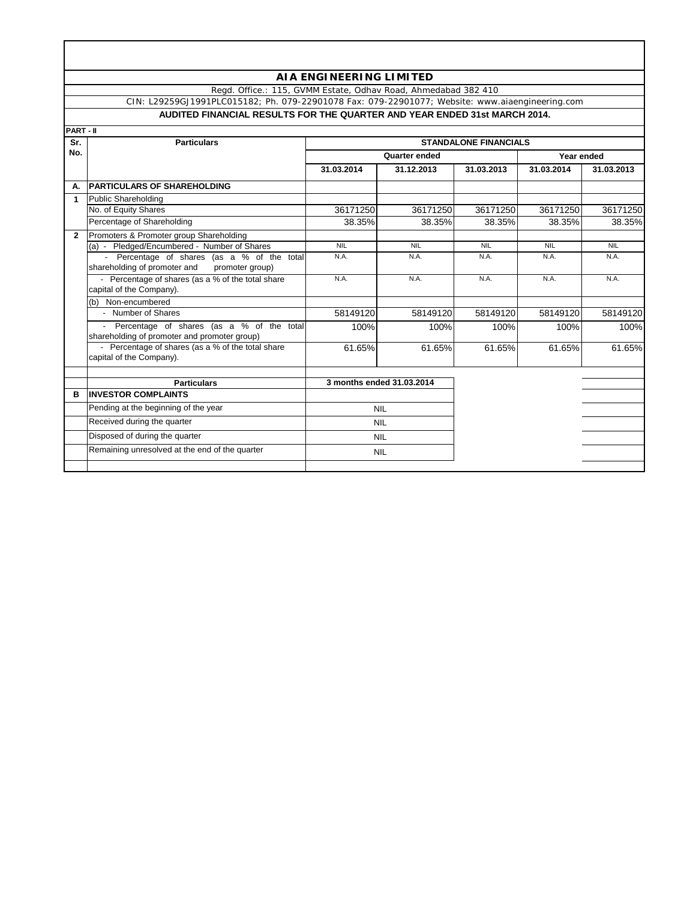# AIA ENGINEERING LIMITED

Regd. Office.: 115, GVMM Estate, Odhav Road, Ahmedabad 382 410

CIN: L29259GJ1991PLC015182; Ph. 079-22901078 Fax: 079-22901077; Website: www.aiaengineering.com

## AUDITED FINANCIAL RESULTS FOR THE QUARTER AND YEAR ENDED 31st MARCH 2014.

**PART - II**

| Sr. No. | Particulars | STANDALONE FINANCIALS | | | | |
|---|---|---|---|---|---|---|
| | | Quarter ended | | | Year ended | |
| | | 31.03.2014 | 31.12.2013 | 31.03.2013 | 31.03.2014 | 31.03.2013 |
| **A.** | **PARTICULARS OF SHAREHOLDING** | | | | | |
| **1** | Public Shareholding | | | | | |
| | No. of Equity Shares | 36171250 | 36171250 | 36171250 | 36171250 | 36171250 |
| | Percentage of Shareholding | 38.35% | 38.35% | 38.35% | 38.35% | 38.35% |
| **2** | Promoters & Promoter group Shareholding | | | | | |
| | (a) - Pledged/Encumbered - Number of Shares | NIL | NIL | NIL | NIL | NIL |
| | - Percentage of shares (as a % of the total shareholding of promoter and promoter group) | N.A. | N.A. | N.A. | N.A. | N.A. |
| | - Percentage of shares (as a % of the total share capital of the Company). | N.A. | N.A. | N.A. | N.A. | N.A. |
| | (b) Non-encumbered | | | | | |
| | - Number of Shares | 58149120 | 58149120 | 58149120 | 58149120 | 58149120 |
| | - Percentage of shares (as a % of the total shareholding of promoter and promoter group) | 100% | 100% | 100% | 100% | 100% |
| | - Percentage of shares (as a % of the total share capital of the Company). | 61.65% | 61.65% | 61.65% | 61.65% | 61.65% |

| | Particulars | 3 months ended 31.03.2014 |
|---|---|---|
| **B** | **INVESTOR COMPLAINTS** | |
| | Pending at the beginning of the year | NIL |
| | Received during the quarter | NIL |
| | Disposed of during the quarter | NIL |
| | Remaining unresolved at the end of the quarter | NIL |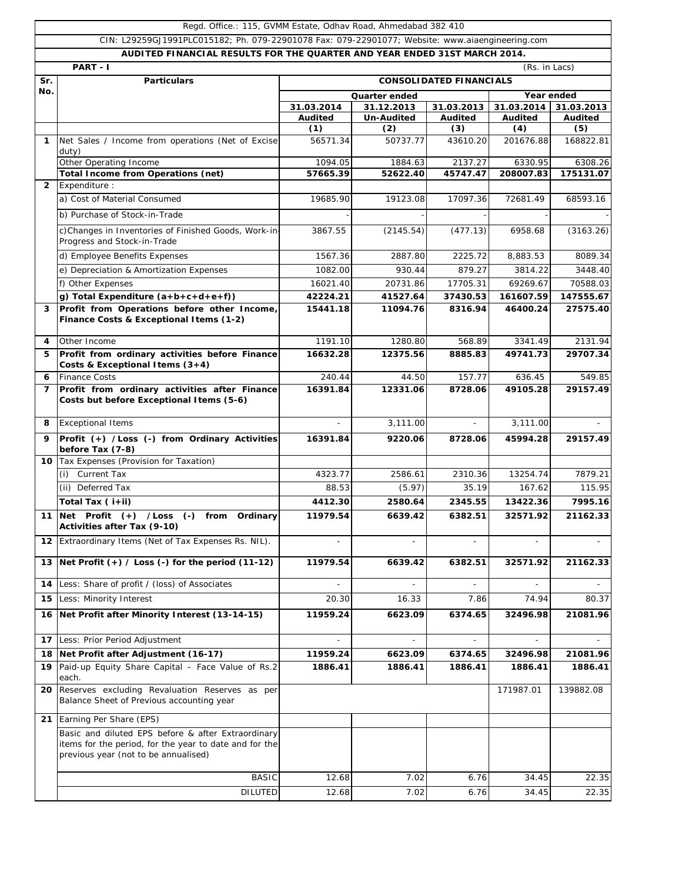Regd. Office.: 115, GVMM Estate, Odhav Road, Ahmedabad 382 410

CIN: L29259GJ1991PLC015182; Ph. 079-22901078 Fax: 079-22901077; Website: www.aiaengineering.com

**AUDITED FINANCIAL RESULTS FOR THE QUARTER AND YEAR ENDED 31ST MARCH 2014.**

**PART - I** (Rs. in Lacs)

| Sr. No. | Particulars | CONSOLIDATED FINANCIALS | | | | |
|---|---|---|---|---|---|---|
| | | Quarter ended | | | Year ended | |
| | | 31.03.2014 Audited | 31.12.2013 Un-Audited | 31.03.2013 Audited | 31.03.2014 Audited | 31.03.2013 Audited |
| | | (1) | (2) | (3) | (4) | (5) |
| 1 | Net Sales / Income from operations (Net of Excise duty) | 56571.34 | 50737.77 | 43610.20 | 201676.88 | 168822.81 |
| | Other Operating Income | 1094.05 | 1884.63 | 2137.27 | 6330.95 | 6308.26 |
| | **Total Income from Operations (net)** | **57665.39** | **52622.40** | **45747.47** | **208007.83** | **175131.07** |
| 2 | Expenditure : | | | | | |
| | a) Cost of Material Consumed | 19685.90 | 19123.08 | 17097.36 | 72681.49 | 68593.16 |
| | b) Purchase of Stock-in-Trade | - | - | - | - | - |
| | c)Changes in Inventories of Finished Goods, Work-in-Progress and Stock-in-Trade | 3867.55 | (2145.54) | (477.13) | 6958.68 | (3163.26) |
| | d) Employee Benefits Expenses | 1567.36 | 2887.80 | 2225.72 | 8,883.53 | 8089.34 |
| | e) Depreciation & Amortization Expenses | 1082.00 | 930.44 | 879.27 | 3814.22 | 3448.40 |
| | f) Other Expenses | 16021.40 | 20731.86 | 17705.31 | 69269.67 | 70588.03 |
| | **g) Total Expenditure (a+b+c+d+e+f))** | **42224.21** | **41527.64** | **37430.53** | **161607.59** | **147555.67** |
| 3 | **Profit from Operations before other Income, Finance Costs & Exceptional Items (1-2)** | **15441.18** | **11094.76** | **8316.94** | **46400.24** | **27575.40** |
| 4 | Other Income | 1191.10 | 1280.80 | 568.89 | 3341.49 | 2131.94 |
| 5 | **Profit from ordinary activities before Finance Costs & Exceptional Items (3+4)** | **16632.28** | **12375.56** | **8885.83** | **49741.73** | **29707.34** |
| 6 | Finance Costs | 240.44 | 44.50 | 157.77 | 636.45 | 549.85 |
| 7 | **Profit from ordinary activities after Finance Costs but before Exceptional Items (5-6)** | **16391.84** | **12331.06** | **8728.06** | **49105.28** | **29157.49** |
| 8 | Exceptional Items | - | 3,111.00 | - | 3,111.00 | - |
| 9 | **Profit (+) /Loss (-) from Ordinary Activities before Tax (7-8)** | **16391.84** | **9220.06** | **8728.06** | **45994.28** | **29157.49** |
| 10 | Tax Expenses (Provision for Taxation) | | | | | |
| | (i) Current Tax | 4323.77 | 2586.61 | 2310.36 | 13254.74 | 7879.21 |
| | (ii) Deferred Tax | 88.53 | (5.97) | 35.19 | 167.62 | 115.95 |
| | **Total Tax ( i+ii)** | **4412.30** | **2580.64** | **2345.55** | **13422.36** | **7995.16** |
| 11 | **Net Profit (+) /Loss (-) from Ordinary Activities after Tax (9-10)** | **11979.54** | **6639.42** | **6382.51** | **32571.92** | **21162.33** |
| 12 | Extraordinary Items (Net of Tax Expenses Rs. NIL). | - | - | - | - | - |
| 13 | **Net Profit (+) / Loss (-) for the period (11-12)** | **11979.54** | **6639.42** | **6382.51** | **32571.92** | **21162.33** |
| 14 | Less: Share of profit / (loss) of Associates | - | - | - | - | - |
| 15 | Less: Minority Interest | 20.30 | 16.33 | 7.86 | 74.94 | 80.37 |
| 16 | **Net Profit after Minority Interest (13-14-15)** | **11959.24** | **6623.09** | **6374.65** | **32496.98** | **21081.96** |
| 17 | Less: Prior Period Adjustment | - | - | - | - | - |
| 18 | **Net Profit after Adjustment (16-17)** | **11959.24** | **6623.09** | **6374.65** | **32496.98** | **21081.96** |
| 19 | Paid-up Equity Share Capital – Face Value of Rs.2 each. | **1886.41** | **1886.41** | **1886.41** | **1886.41** | **1886.41** |
| 20 | Reserves excluding Revaluation Reserves as per Balance Sheet of Previous accounting year | | | | 171987.01 | 139882.08 |
| 21 | Earning Per Share (EPS) | | | | | |
| | Basic and diluted EPS before & after Extraordinary items for the period, for the year to date and for the previous year (not to be annualised) | | | | | |
| | BASIC | 12.68 | 7.02 | 6.76 | 34.45 | 22.35 |
| | DILUTED | 12.68 | 7.02 | 6.76 | 34.45 | 22.35 |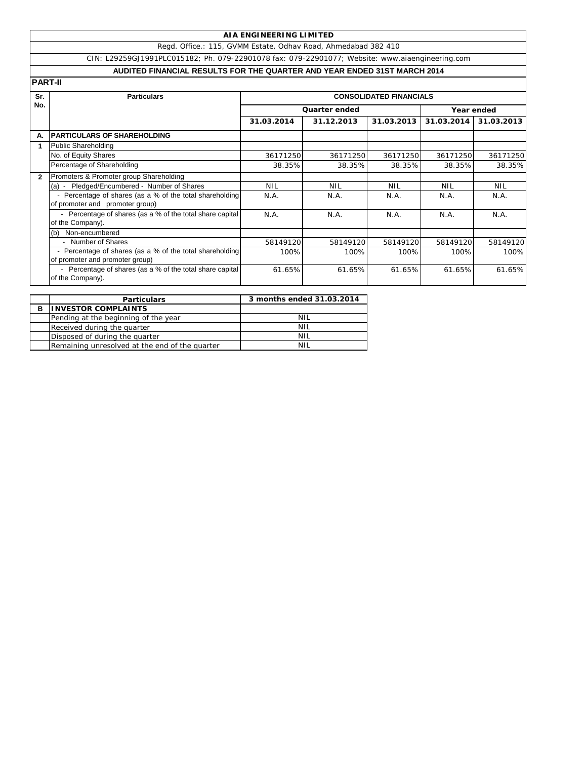# AIA ENGINEERING LIMITED

Regd. Office.: 115, GVMM Estate, Odhav Road, Ahmedabad 382 410

CIN: L29259GJ1991PLC015182; Ph. 079-22901078 fax: 079-22901077; Website: www.aiaengineering.com

## AUDITED FINANCIAL RESULTS FOR THE QUARTER AND YEAR ENDED 31ST MARCH 2014

**PART-II**

| Sr. No. | Particulars | CONSOLIDATED FINANCIALS | | | | |
|---|---|---|---|---|---|---|
| | | Quarter ended | | | Year ended | |
| | | 31.03.2014 | 31.12.2013 | 31.03.2013 | 31.03.2014 | 31.03.2013 |
| **A.** | **PARTICULARS OF SHAREHOLDING** | | | | | |
| **1** | Public Shareholding | | | | | |
| | No. of Equity Shares | 36171250 | 36171250 | 36171250 | 36171250 | 36171250 |
| | Percentage of Shareholding | 38.35% | 38.35% | 38.35% | 38.35% | 38.35% |
| **2** | Promoters & Promoter group Shareholding | | | | | |
| | (a) - Pledged/Encumbered - Number of Shares | NIL | NIL | NIL | NIL | NIL |
| | - Percentage of shares (as a % of the total shareholding of promoter and promoter group) | N.A. | N.A. | N.A. | N.A. | N.A. |
| | - Percentage of shares (as a % of the total share capital of the Company). | N.A. | N.A. | N.A. | N.A. | N.A. |
| | (b) Non-encumbered | | | | | |
| | - Number of Shares | 58149120 | 58149120 | 58149120 | 58149120 | 58149120 |
| | - Percentage of shares (as a % of the total shareholding of promoter and promoter group) | 100% | 100% | 100% | 100% | 100% |
| | - Percentage of shares (as a % of the total share capital of the Company). | 61.65% | 61.65% | 61.65% | 61.65% | 61.65% |

| | Particulars | 3 months ended 31.03.2014 |
|---|---|---|
| **B** | **INVESTOR COMPLAINTS** | |
| | Pending at the beginning of the year | NIL |
| | Received during the quarter | NIL |
| | Disposed of during the quarter | NIL |
| | Remaining unresolved at the end of the quarter | NIL |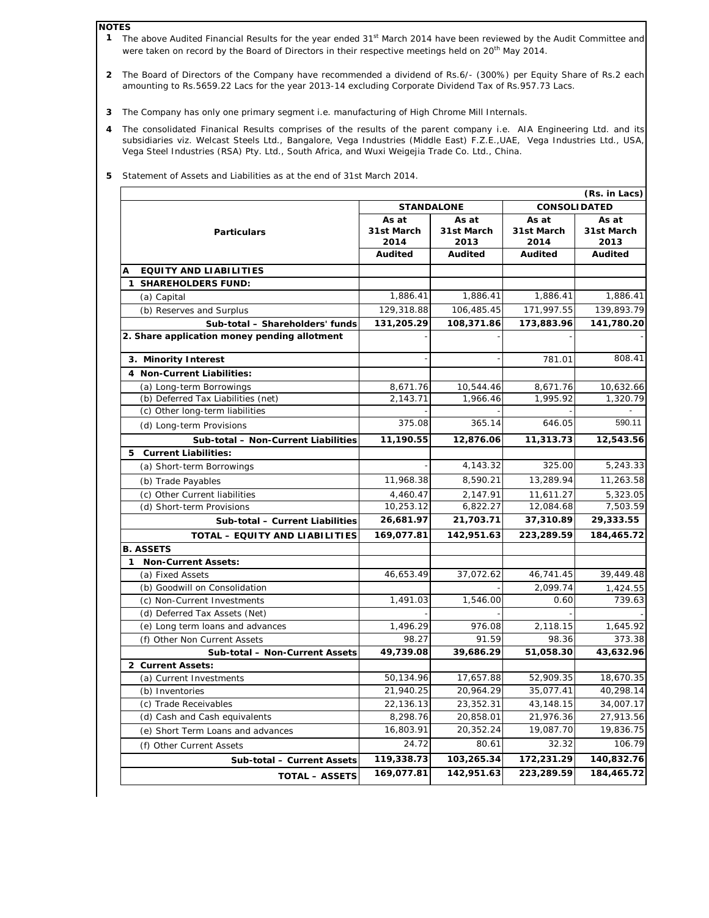**NOTES**

1. The above Audited Financial Results for the year ended 31[st] March 2014 have been reviewed by the Audit Committee and were taken on record by the Board of Directors in their respective meetings held on 20[th] May 2014.

2. The Board of Directors of the Company have recommended a dividend of Rs.6/- (300%) per Equity Share of Rs.2 each amounting to Rs.5659.22 Lacs for the year 2013-14 excluding Corporate Dividend Tax of Rs.957.73 Lacs.

3. The Company has only one primary segment i.e. manufacturing of High Chrome Mill Internals.

4. The consolidated Finanical Results comprises of the results of the parent company i.e. AIA Engineering Ltd. and its subsidiaries viz. Welcast Steels Ltd., Bangalore, Vega Industries (Middle East) F.Z.E.,UAE, Vega Industries Ltd., USA, Vega Steel Industries (RSA) Pty. Ltd., South Africa, and Wuxi Weigejia Trade Co. Ltd., China.

5. Statement of Assets and Liabilities as at the end of 31st March 2014.

(Rs. in Lacs)

| Particulars | STANDALONE | | CONSOLIDATED | |
|---|---|---|---|---|
| | As at 31st March 2014 | As at 31st March 2013 | As at 31st March 2014 | As at 31st March 2013 |
| | Audited | Audited | Audited | Audited |
| **A EQUITY AND LIABILITIES** | | | | |
| **1 SHAREHOLDERS FUND:** | | | | |
| (a) Capital | 1,886.41 | 1,886.41 | 1,886.41 | 1,886.41 |
| (b) Reserves and Surplus | 129,318.88 | 106,485.45 | 171,997.55 | 139,893.79 |
| **Sub-total – Shareholders' funds** | **131,205.29** | **108,371.86** | **173,883.96** | **141,780.20** |
| **2. Share application money pending allotment** | - | - | - | - |
| **3. Minority Interest** | - | - | 781.01 | 808.41 |
| **4 Non-Current Liabilities:** | | | | |
| (a) Long-term Borrowings | 8,671.76 | 10,544.46 | 8,671.76 | 10,632.66 |
| (b) Deferred Tax Liabilities (net) | 2,143.71 | 1,966.46 | 1,995.92 | 1,320.79 |
| (c) Other long-term liabilities | - | - | - | - |
| (d) Long-term Provisions | 375.08 | 365.14 | 646.05 | 590.11 |
| **Sub-total – Non-Current Liabilities** | **11,190.55** | **12,876.06** | **11,313.73** | **12,543.56** |
| **5 Current Liabilities:** | | | | |
| (a) Short-term Borrowings | - | 4,143.32 | 325.00 | 5,243.33 |
| (b) Trade Payables | 11,968.38 | 8,590.21 | 13,289.94 | 11,263.58 |
| (c) Other Current liabilities | 4,460.47 | 2,147.91 | 11,611.27 | 5,323.05 |
| (d) Short-term Provisions | 10,253.12 | 6,822.27 | 12,084.68 | 7,503.59 |
| **Sub-total – Current Liabilities** | **26,681.97** | **21,703.71** | **37,310.89** | **29,333.55** |
| **TOTAL – EQUITY AND LIABILITIES** | **169,077.81** | **142,951.63** | **223,289.59** | **184,465.72** |
| **B. ASSETS** | | | | |
| **1 Non-Current Assets:** | | | | |
| (a) Fixed Assets | 46,653.49 | 37,072.62 | 46,741.45 | 39,449.48 |
| (b) Goodwill on Consolidation | | - | 2,099.74 | 1,424.55 |
| (c) Non-Current Investments | 1,491.03 | 1,546.00 | 0.60 | 739.63 |
| (d) Deferred Tax Assets (Net) | - | - | - | - |
| (e) Long term loans and advances | 1,496.29 | 976.08 | 2,118.15 | 1,645.92 |
| (f) Other Non Current Assets | 98.27 | 91.59 | 98.36 | 373.38 |
| **Sub-total – Non-Current Assets** | **49,739.08** | **39,686.29** | **51,058.30** | **43,632.96** |
| **2 Current Assets:** | | | | |
| (a) Current Investments | 50,134.96 | 17,657.88 | 52,909.35 | 18,670.35 |
| (b) Inventories | 21,940.25 | 20,964.29 | 35,077.41 | 40,298.14 |
| (c) Trade Receivables | 22,136.13 | 23,352.31 | 43,148.15 | 34,007.17 |
| (d) Cash and Cash equivalents | 8,298.76 | 20,858.01 | 21,976.36 | 27,913.56 |
| (e) Short Term Loans and advances | 16,803.91 | 20,352.24 | 19,087.70 | 19,836.75 |
| (f) Other Current Assets | 24.72 | 80.61 | 32.32 | 106.79 |
| **Sub-total – Current Assets** | **119,338.73** | **103,265.34** | **172,231.29** | **140,832.76** |
| **TOTAL – ASSETS** | **169,077.81** | **142,951.63** | **223,289.59** | **184,465.72** |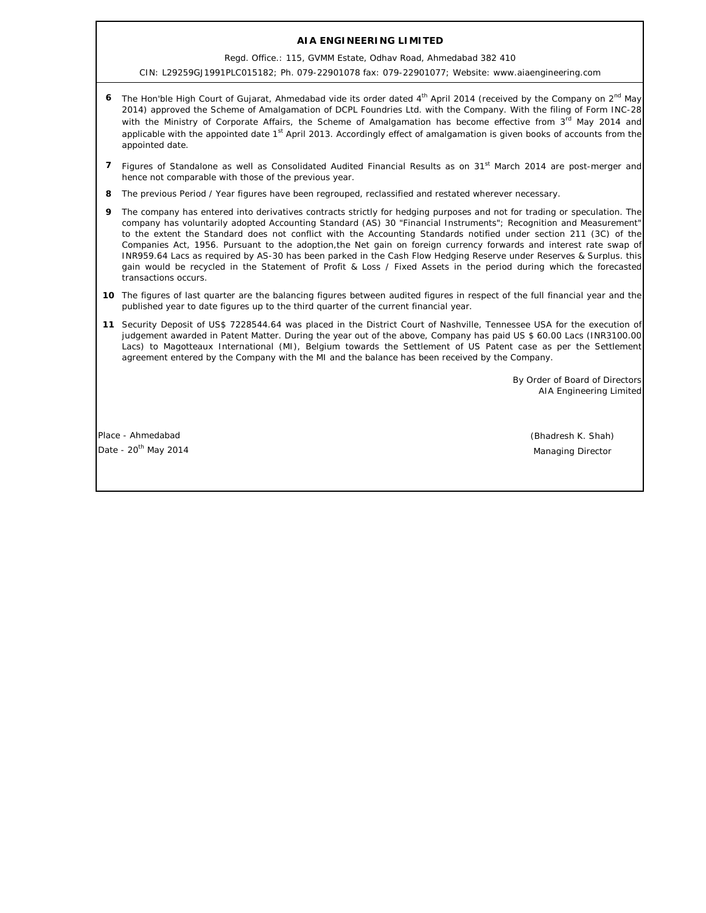**AIA ENGINEERING LIMITED**

Regd. Office.: 115, GVMM Estate, Odhav Road, Ahmedabad 382 410

CIN: L29259GJ1991PLC015182; Ph. 079-22901078 fax: 079-22901077; Website: www.aiaengineering.com

**6** The Hon'ble High Court of Gujarat, Ahmedabad vide its order dated 4th April 2014 (received by the Company on 2nd May 2014) approved the Scheme of Amalgamation of DCPL Foundries Ltd. with the Company. With the filing of Form INC-28 with the Ministry of Corporate Affairs, the Scheme of Amalgamation has become effective from 3rd May 2014 and applicable with the appointed date 1st April 2013. Accordingly effect of amalgamation is given books of accounts from the appointed date.

**7** Figures of Standalone as well as Consolidated Audited Financial Results as on 31st March 2014 are post-merger and hence not comparable with those of the previous year.

**8** The previous Period / Year figures have been regrouped, reclassified and restated wherever necessary.

**9** The company has entered into derivatives contracts strictly for hedging purposes and not for trading or speculation. The company has voluntarily adopted Accounting Standard (AS) 30 "Financial Instruments"; Recognition and Measurement" to the extent the Standard does not conflict with the Accounting Standards notified under section 211 (3C) of the Companies Act, 1956. Pursuant to the adoption,the Net gain on foreign currency forwards and interest rate swap of INR959.64 Lacs as required by AS-30 has been parked in the Cash Flow Hedging Reserve under Reserves & Surplus. this gain would be recycled in the Statement of Profit & Loss / Fixed Assets in the period during which the forecasted transactions occurs.

**10** The figures of last quarter are the balancing figures between audited figures in respect of the full financial year and the published year to date figures up to the third quarter of the current financial year.

**11** Security Deposit of US$ 7228544.64 was placed in the District Court of Nashville, Tennessee USA for the execution of judgement awarded in Patent Matter. During the year out of the above, Company has paid US $ 60.00 Lacs (INR3100.00 Lacs) to Magotteaux International (MI), Belgium towards the Settlement of US Patent case as per the Settlement agreement entered by the Company with the MI and the balance has been received by the Company.

By Order of Board of Directors
AIA Engineering Limited

Place - Ahmedabad
Date - 20th May 2014

(Bhadresh K. Shah)
Managing Director